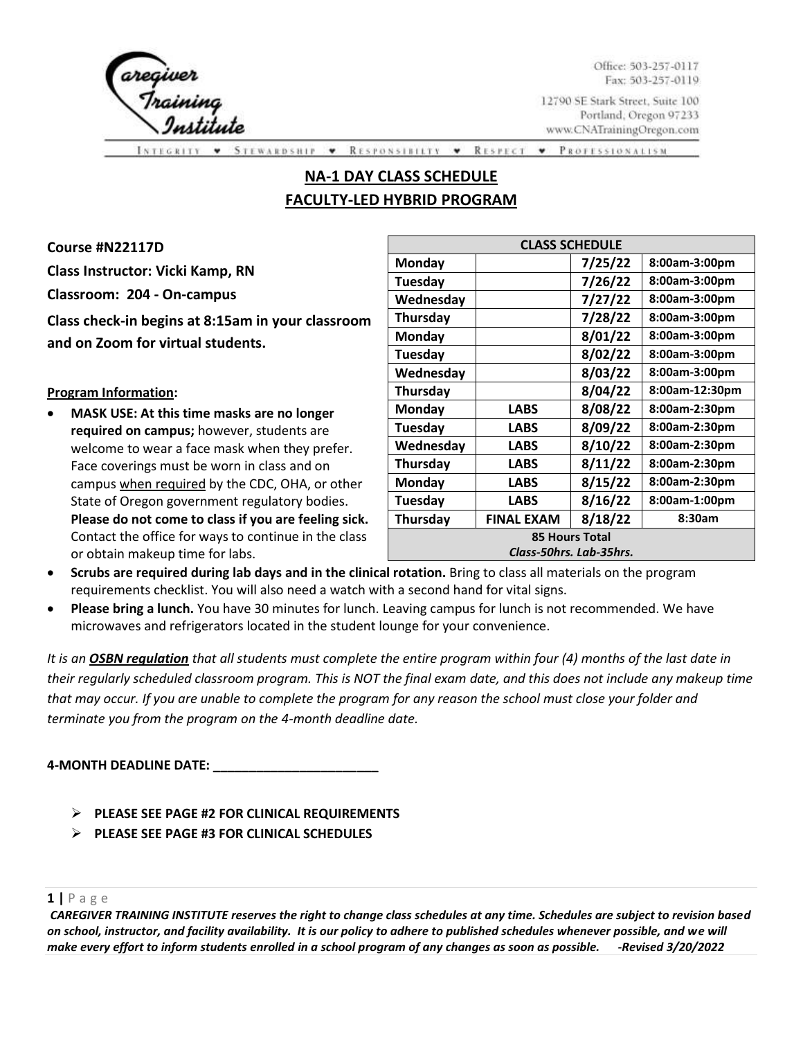Caregiver Training Institute

Office: 503-257-0117
Fax: 503-257-0119

12790 SE Stark Street, Suite 100
Portland, Oregon 97233
www.CNATrainingOregon.com

INTEGRITY • STEWARDSHIP • RESPONSIBILITY • RESPECT • PROFESSIONALISM

# NA-1 DAY CLASS SCHEDULE
## FACULTY-LED HYBRID PROGRAM

**Course #N22117D**

**Class Instructor: Vicki Kamp, RN**

**Classroom: 204 - On-campus**

**Class check-in begins at 8:15am in your classroom and on Zoom for virtual students.**

| CLASS SCHEDULE | | | |
|---|---|---|---|
| Monday | | 7/25/22 | 8:00am-3:00pm |
| Tuesday | | 7/26/22 | 8:00am-3:00pm |
| Wednesday | | 7/27/22 | 8:00am-3:00pm |
| Thursday | | 7/28/22 | 8:00am-3:00pm |
| Monday | | 8/01/22 | 8:00am-3:00pm |
| Tuesday | | 8/02/22 | 8:00am-3:00pm |
| Wednesday | | 8/03/22 | 8:00am-3:00pm |
| Thursday | | 8/04/22 | 8:00am-12:30pm |
| Monday | LABS | 8/08/22 | 8:00am-2:30pm |
| Tuesday | LABS | 8/09/22 | 8:00am-2:30pm |
| Wednesday | LABS | 8/10/22 | 8:00am-2:30pm |
| Thursday | LABS | 8/11/22 | 8:00am-2:30pm |
| Monday | LABS | 8/15/22 | 8:00am-2:30pm |
| Tuesday | LABS | 8/16/22 | 8:00am-1:00pm |
| Thursday | FINAL EXAM | 8/18/22 | 8:30am |
| **85 Hours Total** *Class-50hrs. Lab-35hrs.* | | | |

**Program Information:**

- **MASK USE: At this time masks are no longer required on campus;** however, students are welcome to wear a face mask when they prefer. Face coverings must be worn in class and on campus when required by the CDC, OHA, or other State of Oregon government regulatory bodies. **Please do not come to class if you are feeling sick.** Contact the office for ways to continue in the class or obtain makeup time for labs.
- **Scrubs are required during lab days and in the clinical rotation.** Bring to class all materials on the program requirements checklist. You will also need a watch with a second hand for vital signs.
- **Please bring a lunch.** You have 30 minutes for lunch. Leaving campus for lunch is not recommended. We have microwaves and refrigerators located in the student lounge for your convenience.

*It is an **OSBN regulation** that all students must complete the entire program within four (4) months of the last date in their regularly scheduled classroom program. This is NOT the final exam date, and this does not include any makeup time that may occur. If you are unable to complete the program for any reason the school must close your folder and terminate you from the program on the 4-month deadline date.*

**4-MONTH DEADLINE DATE: ______________________**

- **PLEASE SEE PAGE #2 FOR CLINICAL REQUIREMENTS**
- **PLEASE SEE PAGE #3 FOR CLINICAL SCHEDULES**

***CAREGIVER TRAINING INSTITUTE reserves the right to change class schedules at any time. Schedules are subject to revision based on school, instructor, and facility availability. It is our policy to adhere to published schedules whenever possible, and we will make every effort to inform students enrolled in a school program of any changes as soon as possible. -Revised 3/20/2022***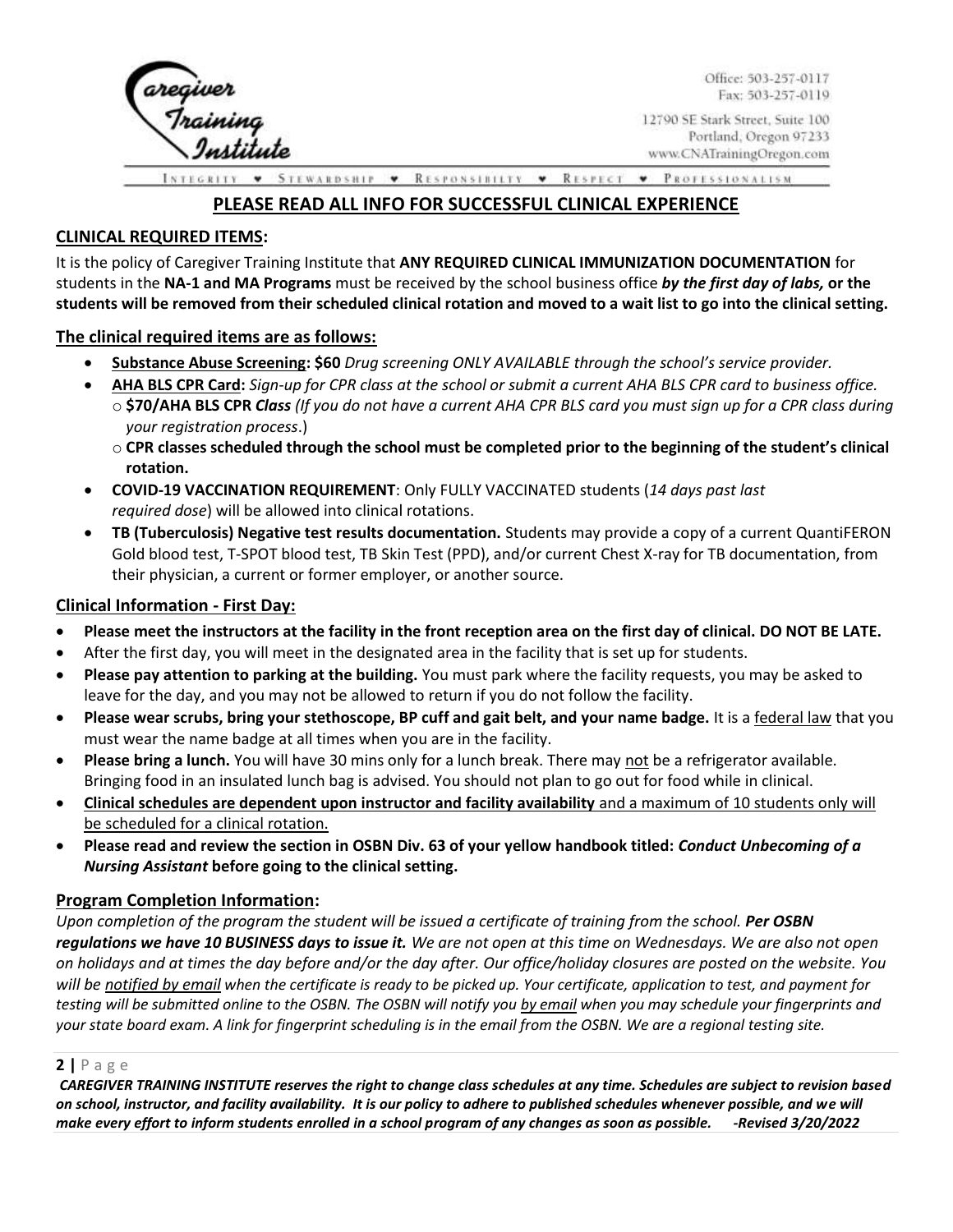Office: 503-257-0117
Fax: 503-257-0119

12790 SE Stark Street, Suite 100
Portland, Oregon 97233
www.CNATrainingOregon.com

INTEGRITY ♥ STEWARDSHIP ♥ RESPONSIBILITY ♥ RESPECT ♥ PROFESSIONALISM

## PLEASE READ ALL INFO FOR SUCCESSFUL CLINICAL EXPERIENCE

### CLINICAL REQUIRED ITEMS:

It is the policy of Caregiver Training Institute that **ANY REQUIRED CLINICAL IMMUNIZATION DOCUMENTATION** for students in the **NA-1 and MA Programs** must be received by the school business office ***by the first day of labs,*** **or the students will be removed from their scheduled clinical rotation and moved to a wait list to go into the clinical setting.**

### The clinical required items are as follows:

- **Substance Abuse Screening: $60** *Drug screening ONLY AVAILABLE through the school's service provider.*
- **AHA BLS CPR Card:** *Sign-up for CPR class at the school or submit a current AHA BLS CPR card to business office.*
  - **$70/AHA BLS CPR** ***Class*** *(If you do not have a current AHA CPR BLS card you must sign up for a CPR class during your registration process*.)
  - **CPR classes scheduled through the school must be completed prior to the beginning of the student's clinical rotation.**
- **COVID-19 VACCINATION REQUIREMENT**: Only FULLY VACCINATED students (*14 days past last required dose*) will be allowed into clinical rotations.
- **TB (Tuberculosis) Negative test results documentation.** Students may provide a copy of a current QuantiFERON Gold blood test, T-SPOT blood test, TB Skin Test (PPD), and/or current Chest X-ray for TB documentation, from their physician, a current or former employer, or another source.

### Clinical Information - First Day:

- **Please meet the instructors at the facility in the front reception area on the first day of clinical. DO NOT BE LATE.**
- After the first day, you will meet in the designated area in the facility that is set up for students.
- **Please pay attention to parking at the building.** You must park where the facility requests, you may be asked to leave for the day, and you may not be allowed to return if you do not follow the facility.
- **Please wear scrubs, bring your stethoscope, BP cuff and gait belt, and your name badge.** It is a federal law that you must wear the name badge at all times when you are in the facility.
- **Please bring a lunch.** You will have 30 mins only for a lunch break. There may not be a refrigerator available. Bringing food in an insulated lunch bag is advised. You should not plan to go out for food while in clinical.
- **Clinical schedules are dependent upon instructor and facility availability** and a maximum of 10 students only will be scheduled for a clinical rotation.
- **Please read and review the section in OSBN Div. 63 of your yellow handbook titled:** ***Conduct Unbecoming of a Nursing Assistant*** **before going to the clinical setting.**

### Program Completion Information:

*Upon completion of the program the student will be issued a certificate of training from the school.* ***Per OSBN regulations we have 10 BUSINESS days to issue it.*** *We are not open at this time on Wednesdays. We are also not open on holidays and at times the day before and/or the day after. Our office/holiday closures are posted on the website. You will be notified by email when the certificate is ready to be picked up. Your certificate, application to test, and payment for testing will be submitted online to the OSBN. The OSBN will notify you by email when you may schedule your fingerprints and your state board exam. A link for fingerprint scheduling is in the email from the OSBN. We are a regional testing site.*

***CAREGIVER TRAINING INSTITUTE reserves the right to change class schedules at any time. Schedules are subject to revision based on school, instructor, and facility availability. It is our policy to adhere to published schedules whenever possible, and we will make every effort to inform students enrolled in a school program of any changes as soon as possible. -Revised 3/20/2022***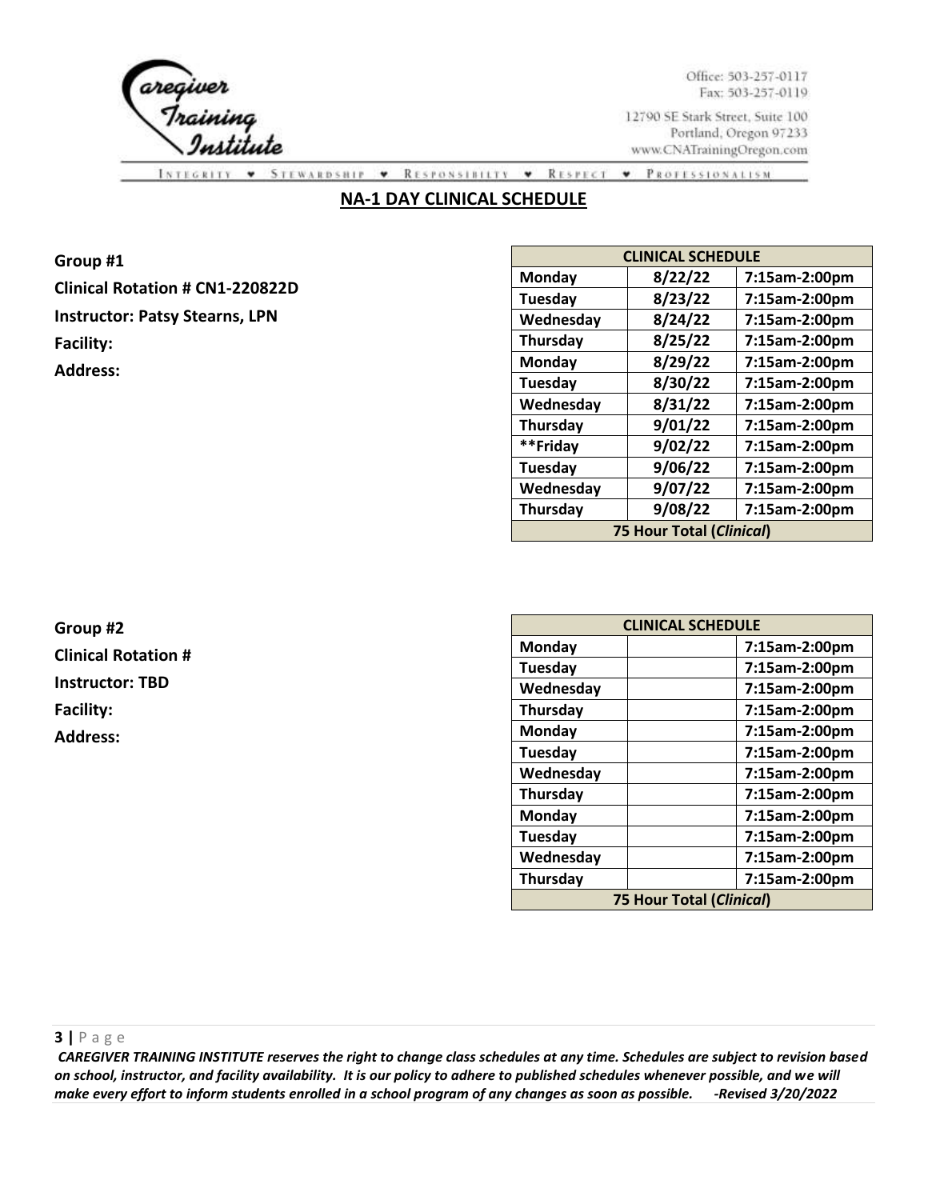Caregiver Training Institute

Office: 503-257-0117
Fax: 503-257-0119

12790 SE Stark Street, Suite 100
Portland, Oregon 97233
www.CNATrainingOregon.com

INTEGRITY ♥ STEWARDSHIP ♥ RESPONSIBILITY ♥ RESPECT ♥ PROFESSIONALISM

## NA-1 DAY CLINICAL SCHEDULE

**Group #1**
**Clinical Rotation # CN1-220822D**
**Instructor: Patsy Stearns, LPN**
**Facility:**
**Address:**

| CLINICAL SCHEDULE | | |
|---|---|---|
| Monday | 8/22/22 | 7:15am-2:00pm |
| Tuesday | 8/23/22 | 7:15am-2:00pm |
| Wednesday | 8/24/22 | 7:15am-2:00pm |
| Thursday | 8/25/22 | 7:15am-2:00pm |
| Monday | 8/29/22 | 7:15am-2:00pm |
| Tuesday | 8/30/22 | 7:15am-2:00pm |
| Wednesday | 8/31/22 | 7:15am-2:00pm |
| Thursday | 9/01/22 | 7:15am-2:00pm |
| **Friday | 9/02/22 | 7:15am-2:00pm |
| Tuesday | 9/06/22 | 7:15am-2:00pm |
| Wednesday | 9/07/22 | 7:15am-2:00pm |
| Thursday | 9/08/22 | 7:15am-2:00pm |
| 75 Hour Total (*Clinical*) | | |

**Group #2**
**Clinical Rotation #**
**Instructor: TBD**
**Facility:**
**Address:**

| CLINICAL SCHEDULE | | |
|---|---|---|
| Monday | | 7:15am-2:00pm |
| Tuesday | | 7:15am-2:00pm |
| Wednesday | | 7:15am-2:00pm |
| Thursday | | 7:15am-2:00pm |
| Monday | | 7:15am-2:00pm |
| Tuesday | | 7:15am-2:00pm |
| Wednesday | | 7:15am-2:00pm |
| Thursday | | 7:15am-2:00pm |
| Monday | | 7:15am-2:00pm |
| Tuesday | | 7:15am-2:00pm |
| Wednesday | | 7:15am-2:00pm |
| Thursday | | 7:15am-2:00pm |
| 75 Hour Total (*Clinical*) | | |

*CAREGIVER TRAINING INSTITUTE reserves the right to change class schedules at any time. Schedules are subject to revision based on school, instructor, and facility availability. It is our policy to adhere to published schedules whenever possible, and we will make every effort to inform students enrolled in a school program of any changes as soon as possible. -Revised 3/20/2022*